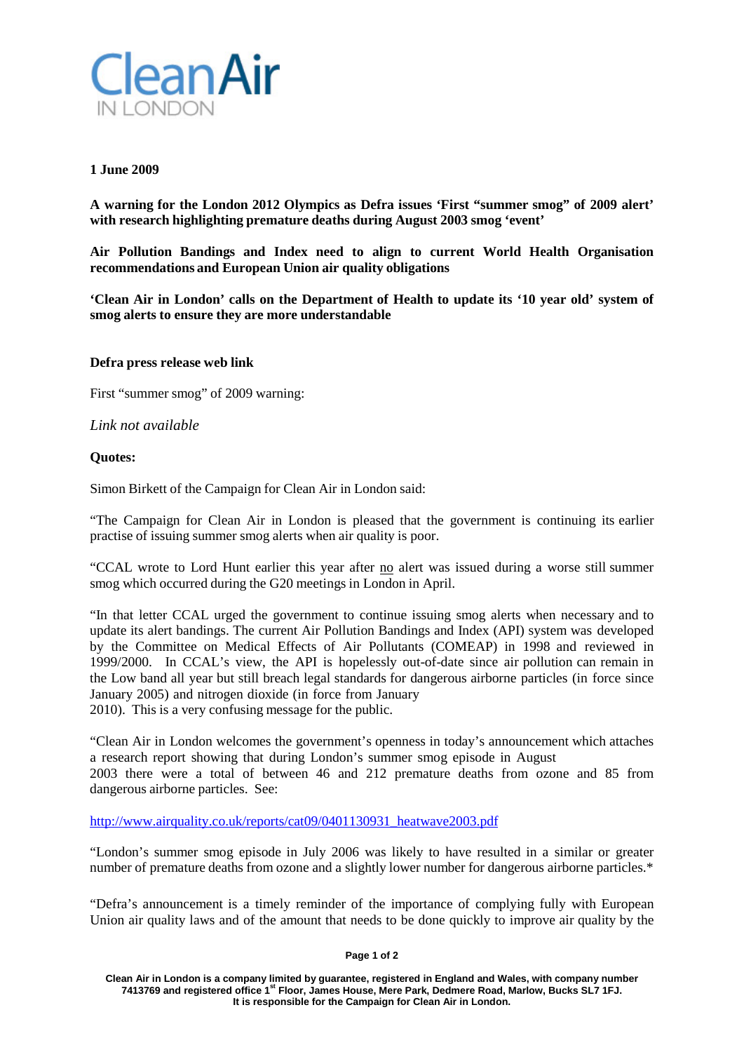**1 June 2009**

**A warning for the London 2012 Olympics as Defra issues 'First "summer smog" of 2009 alert' with research highlighting premature deaths during August 2003 smog 'event'**

**Air Pollution Bandings and Index need to align to current World Health Organisation recommendations and European Union air quality obligations**

**'Clean Air in London' calls on the Department of Health to update its '10 year old' system of smog alerts to ensure they are more understandable**

**Defra press release web link**

First "summer smog" of 2009 warning:

*Link not available*

**Quotes:**

Simon Birkett of the Campaign for Clean Air in London said:

"The Campaign for Clean Air in London is pleased that the government is continuing its earlier practise of issuing summer smog alerts when air quality is poor.

"CCAL wrote to Lord Hunt earlier this year after no alert was issued during a worse still summer smog which occurred during the G20 meetings in London in April.

"In that letter CCAL urged the government to continue issuing smog alerts when necessary and to update its alert bandings. The current Air Pollution Bandings and Index (API) system was developed by the Committee on Medical Effects of Air Pollutants (COMEAP) in 1998 and reviewed in 1999/2000. In CCAL's view, the API is hopelessly out-of-date since air pollution can remain in the Low band all year but still breach legal standards for dangerous airborne particles (in force since January 2005) and nitrogen dioxide (in force from January 2010). This is a very confusing message for the public.

"Clean Air in London welcomes the government's openness in today's announcement which attaches a research report showing that during London's summer smog episode in August 2003 there were a total of between 46 and 212 premature deaths from ozone and 85 from dangerous airborne particles. See:

http://www.airquality.co.uk/reports/cat09/0401130931_heatwave2003.pdf

"London's summer smog episode in July 2006 was likely to have resulted in a similar or greater number of premature deaths from ozone and a slightly lower number for dangerous airborne particles.*

"Defra's announcement is a timely reminder of the importance of complying fully with European Union air quality laws and of the amount that needs to be done quickly to improve air quality by the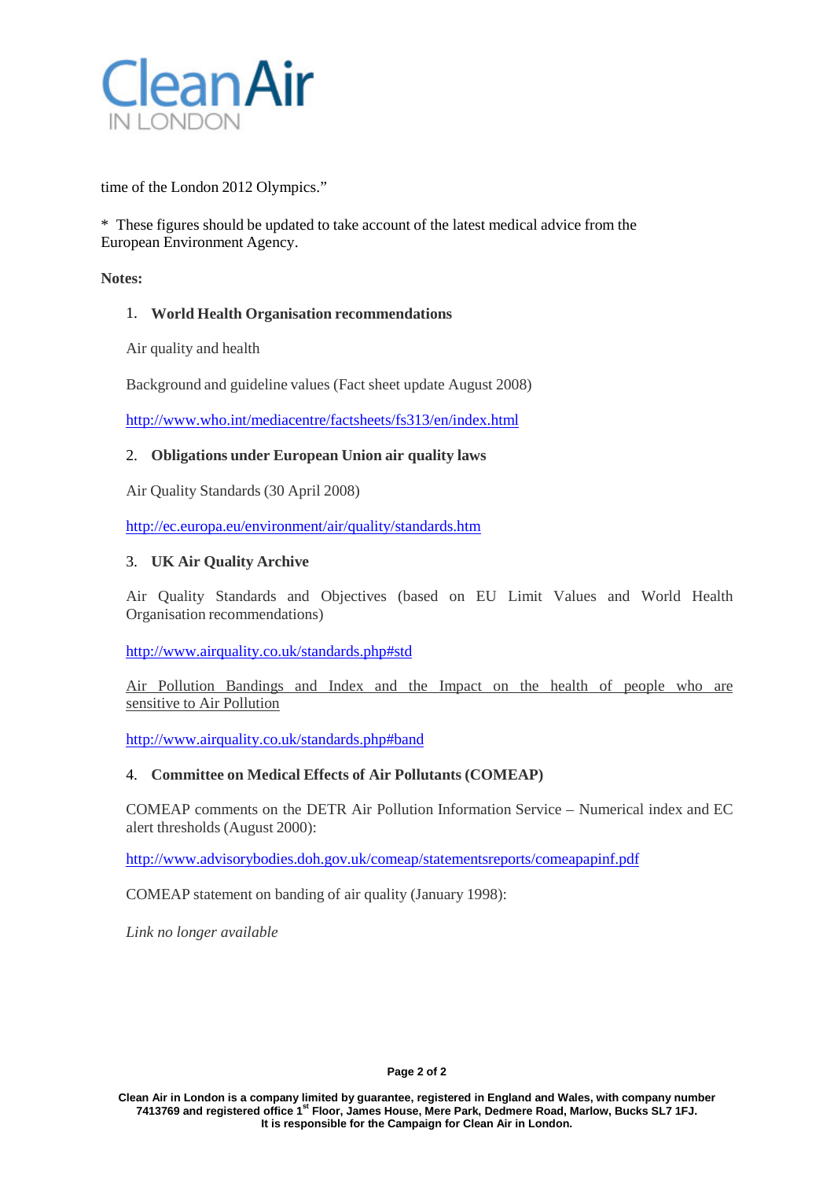time of the London 2012 Olympics."

\* These figures should be updated to take account of the latest medical advice from the European Environment Agency.

**Notes:**

1. **World Health Organisation recommendations**

   Air quality and health

   Background and guideline values (Fact sheet update August 2008)

   http://www.who.int/mediacentre/factsheets/fs313/en/index.html

2. **Obligations under European Union air quality laws**

   Air Quality Standards (30 April 2008)

   http://ec.europa.eu/environment/air/quality/standards.htm

3. **UK Air Quality Archive**

   Air Quality Standards and Objectives (based on EU Limit Values and World Health Organisation recommendations)

   http://www.airquality.co.uk/standards.php#std

   Air Pollution Bandings and Index and the Impact on the health of people who are sensitive to Air Pollution

   http://www.airquality.co.uk/standards.php#band

4. **Committee on Medical Effects of Air Pollutants (COMEAP)**

   COMEAP comments on the DETR Air Pollution Information Service – Numerical index and EC alert thresholds (August 2000):

   http://www.advisorybodies.doh.gov.uk/comeap/statementsreports/comeapapinf.pdf

   COMEAP statement on banding of air quality (January 1998):

   *Link no longer available*

**Clean Air in London is a company limited by guarantee, registered in England and Wales, with company number 7413769 and registered office 1st Floor, James House, Mere Park, Dedmere Road, Marlow, Bucks SL7 1FJ. It is responsible for the Campaign for Clean Air in London.**